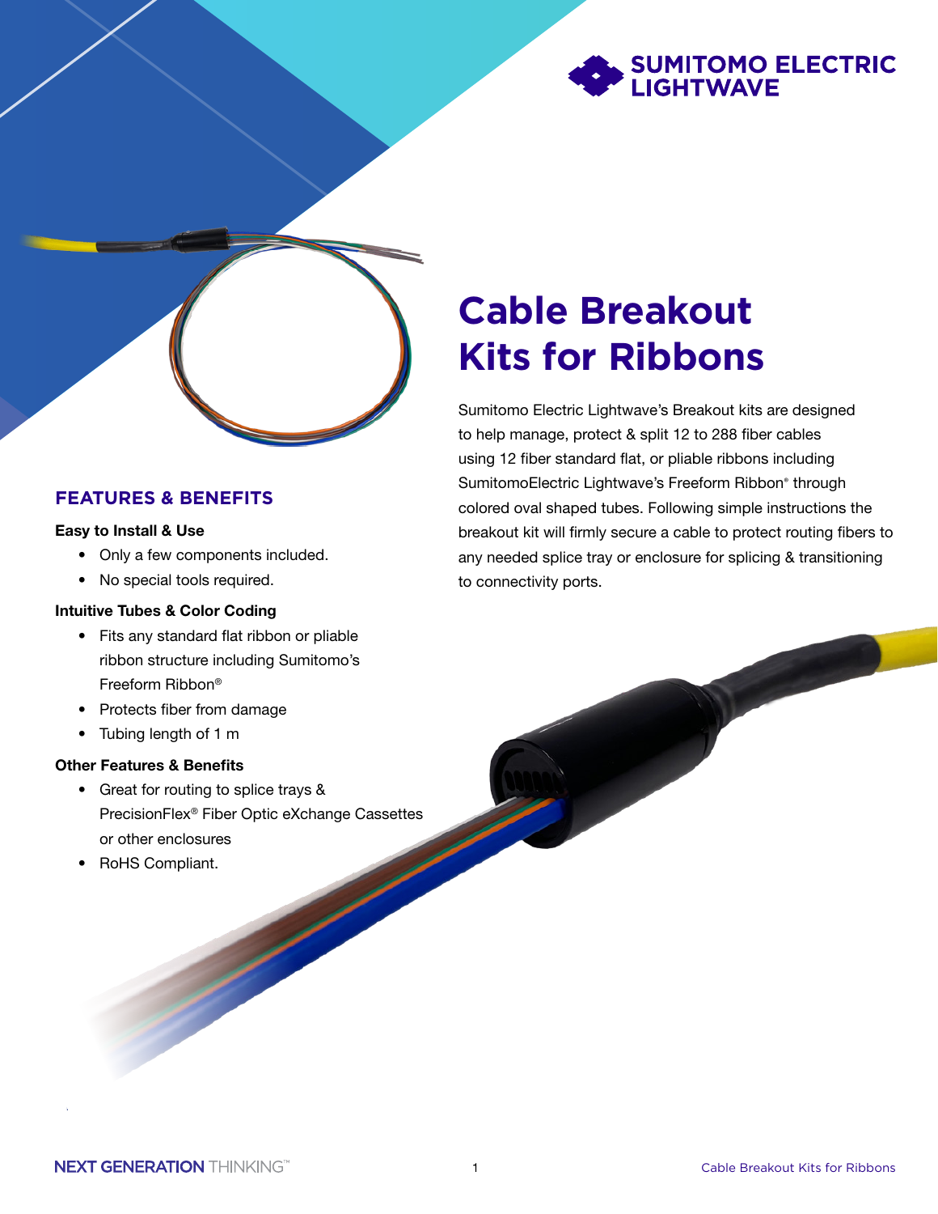# Cable Breakout Kits for Ribbons

Sumitomo Electric Lightwave's Breakout kits are designed to help manage, protect & split 12 to 288 fiber cables using 12 fiber standard flat, or pliable ribbons including SumitomoElectric Lightwave's Freeform Ribbon® through colored oval shaped tubes. Following simple instructions the breakout kit will firmly secure a cable to protect routing fibers to any needed splice tray or enclosure for splicing & transitioning to connectivity ports.

## FEATURES & BENEFITS

**Easy to Install & Use**

- Only a few components included.
- No special tools required.

**Intuitive Tubes & Color Coding**

- Fits any standard flat ribbon or pliable ribbon structure including Sumitomo's Freeform Ribbon®
- Protects fiber from damage
- Tubing length of 1 m

**Other Features & Benefits**

- Great for routing to splice trays & PrecisionFlex® Fiber Optic eXchange Cassettes or other enclosures
- RoHS Compliant.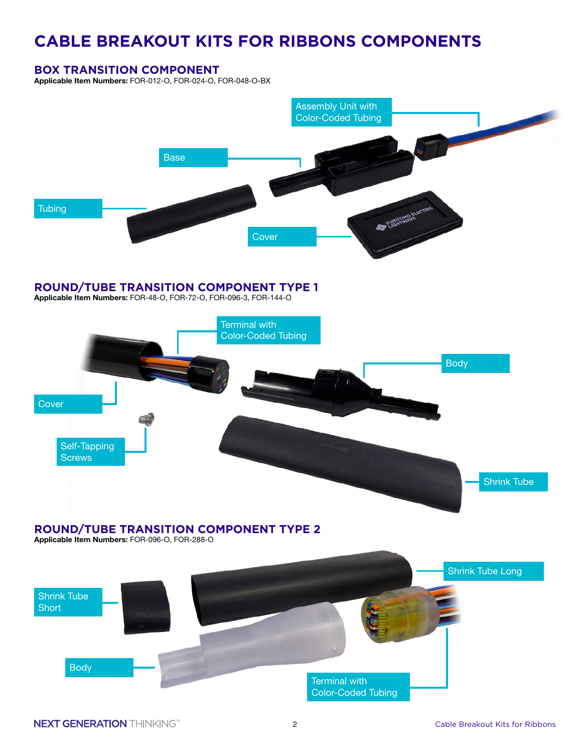# CABLE BREAKOUT KITS FOR RIBBONS COMPONENTS

## BOX TRANSITION COMPONENT

**Applicable Item Numbers:** FOR-012-O, FOR-024-O, FOR-048-O-BX

Assembly Unit with Color-Coded Tubing

Base

Tubing

Cover

## ROUND/TUBE TRANSITION COMPONENT TYPE 1

**Applicable Item Numbers:** FOR-48-O, FOR-72-O, FOR-096-3, FOR-144-O

Terminal with Color-Coded Tubing

Body

Cover

Self-Tapping Screws

Shrink Tube

## ROUND/TUBE TRANSITION COMPONENT TYPE 2

**Applicable Item Numbers:** FOR-096-O, FOR-288-O

Shrink Tube Long

Shrink Tube Short

Body

Terminal with Color-Coded Tubing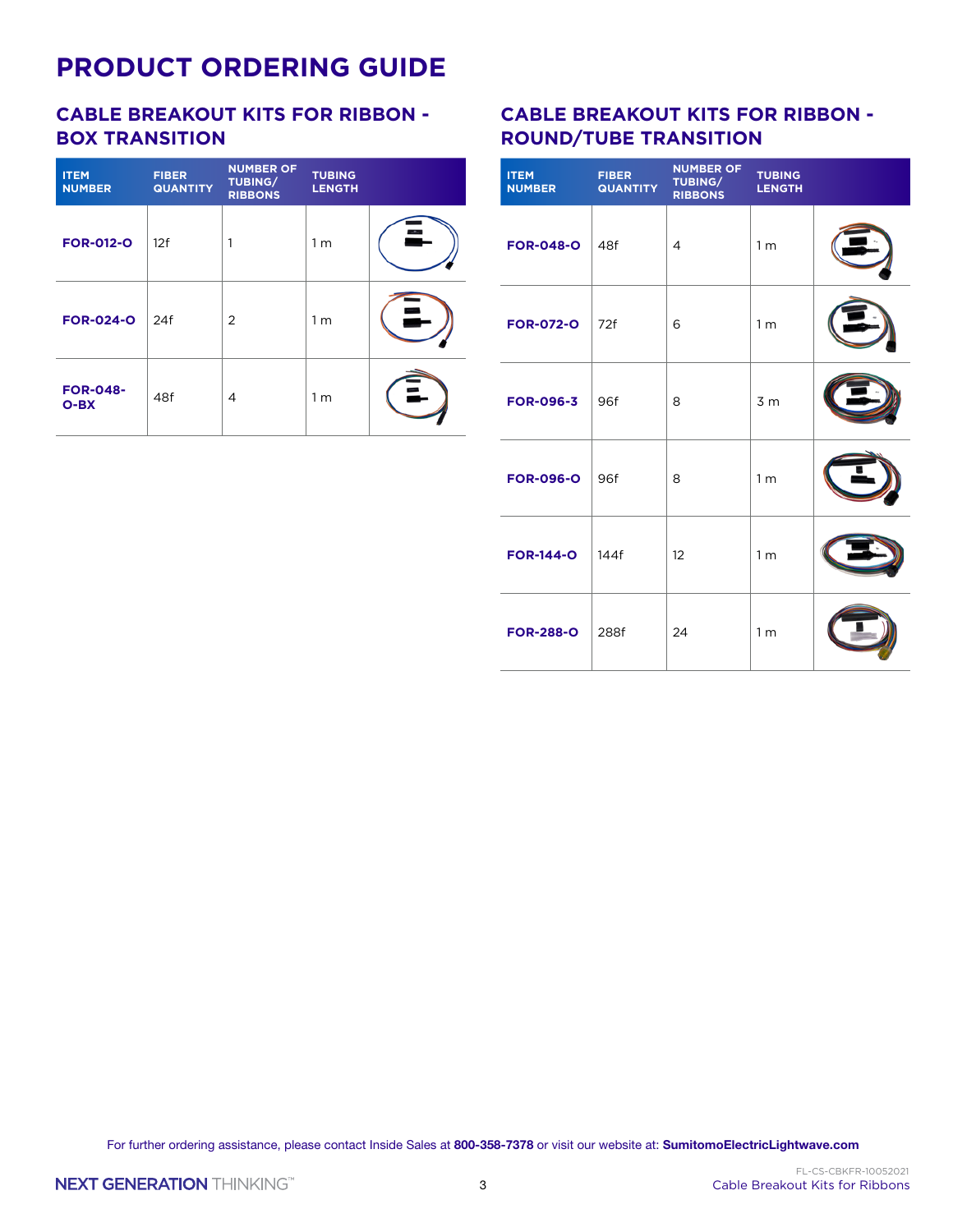# PRODUCT ORDERING GUIDE

## CABLE BREAKOUT KITS FOR RIBBON - BOX TRANSITION

| ITEM NUMBER | FIBER QUANTITY | NUMBER OF TUBING/ RIBBONS | TUBING LENGTH | |
|---|---|---|---|---|
| FOR-012-O | 12f | 1 | 1 m | |
| FOR-024-O | 24f | 2 | 1 m | |
| FOR-048-O-BX | 48f | 4 | 1 m | |

## CABLE BREAKOUT KITS FOR RIBBON - ROUND/TUBE TRANSITION

| ITEM NUMBER | FIBER QUANTITY | NUMBER OF TUBING/ RIBBONS | TUBING LENGTH | |
|---|---|---|---|---|
| FOR-048-O | 48f | 4 | 1 m | |
| FOR-072-O | 72f | 6 | 1 m | |
| FOR-096-3 | 96f | 8 | 3 m | |
| FOR-096-O | 96f | 8 | 1 m | |
| FOR-144-O | 144f | 12 | 1 m | |
| FOR-288-O | 288f | 24 | 1 m | |

For further ordering assistance, please contact Inside Sales at **800-358-7378** or visit our website at: **SumitomoElectricLightwave.com**

NEXT GENERATION THINKING™

FL-CS-CBKFR-10052021

Cable Breakout Kits for Ribbons